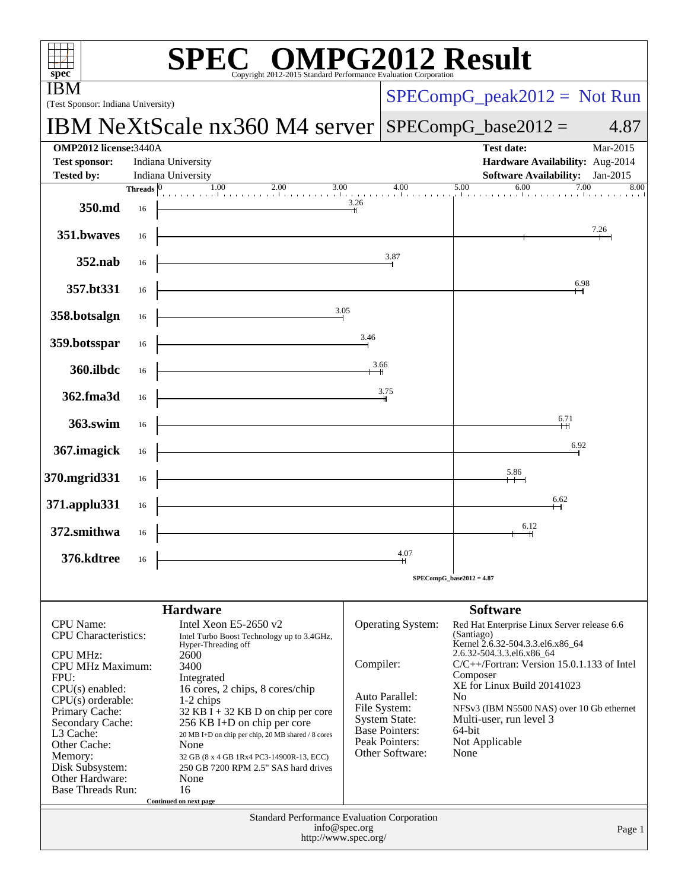# SPEC® OMPG2012 Result

Copyright 2012-2015 Standard Performance Evaluation Corporation

**IBM**
(Test Sponsor: Indiana University)

# IBM NeXtScale nx360 M4 server

SPECompG_peak2012 = Not Run

SPECompG_base2012 = 4.87

| | | | |
|---|---|---|---|
| **OMP2012 license:** 3440A | | **Test date:** | Mar-2015 |
| **Test sponsor:** | Indiana University | **Hardware Availability:** | Aug-2014 |
| **Tested by:** | Indiana University | **Software Availability:** | Jan-2015 |

| Benchmark | Threads | Base Ratio |
|---|---|---|
| 350.md | 16 | 3.26 |
| 351.bwaves | 16 | 7.26 |
| 352.nab | 16 | 3.87 |
| 357.bt331 | 16 | 6.98 |
| 358.botsalgn | 16 | 3.05 |
| 359.botsspar | 16 | 3.46 |
| 360.ilbdc | 16 | 3.66 |
| 362.fma3d | 16 | 3.75 |
| 363.swim | 16 | 6.71 |
| 367.imagick | 16 | 6.92 |
| 370.mgrid331 | 16 | 5.86 |
| 371.applu331 | 16 | 6.62 |
| 372.smithwa | 16 | 6.12 |
| 376.kdtree | 16 | 4.07 |

SPECompG_base2012 = 4.87

## Hardware

| | |
|---|---|
| CPU Name: | Intel Xeon E5-2650 v2 |
| CPU Characteristics: | Intel Turbo Boost Technology up to 3.4GHz, Hyper-Threading off |
| CPU MHz: | 2600 |
| CPU MHz Maximum: | 3400 |
| FPU: | Integrated |
| CPU(s) enabled: | 16 cores, 2 chips, 8 cores/chip |
| CPU(s) orderable: | 1-2 chips |
| Primary Cache: | 32 KB I + 32 KB D on chip per core |
| Secondary Cache: | 256 KB I+D on chip per core |
| L3 Cache: | 20 MB I+D on chip per chip, 20 MB shared / 8 cores |
| Other Cache: | None |
| Memory: | 32 GB (8 x 4 GB 1Rx4 PC3-14900R-13, ECC) |
| Disk Subsystem: | 250 GB 7200 RPM 2.5" SAS hard drives |
| Other Hardware: | None |
| Base Threads Run: | 16 |

Continued on next page

## Software

| | |
|---|---|
| Operating System: | Red Hat Enterprise Linux Server release 6.6 (Santiago) Kernel 2.6.32-504.3.3.el6.x86_64 2.6.32-504.3.3.el6.x86_64 |
| Compiler: | C/C++/Fortran: Version 15.0.1.133 of Intel Composer XE for Linux Build 20141023 |
| Auto Parallel: | No |
| File System: | NFSv3 (IBM N5500 NAS) over 10 Gb ethernet |
| System State: | Multi-user, run level 3 |
| Base Pointers: | 64-bit |
| Peak Pointers: | Not Applicable |
| Other Software: | None |

Standard Performance Evaluation Corporation
info@spec.org
http://www.spec.org/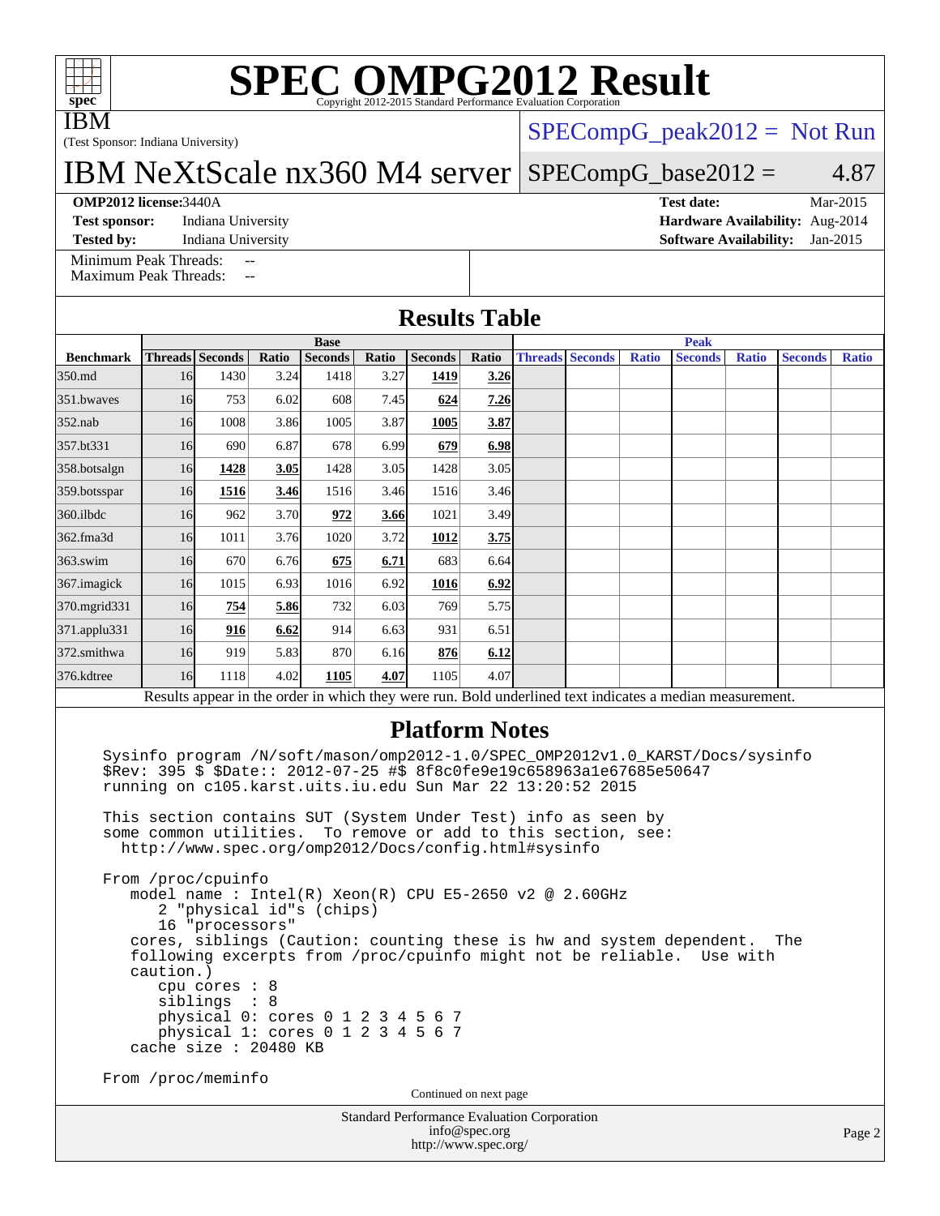# SPEC OMPG2012 Result

Copyright 2012-2015 Standard Performance Evaluation Corporation

IBM
(Test Sponsor: Indiana University)

## IBM NeXtScale nx360 M4 server

SPECompG_peak2012 = Not Run

SPECompG_base2012 = 4.87

**OMP2012 license:** 3440A
**Test sponsor:** Indiana University
**Tested by:** Indiana University

**Test date:** Mar-2015
**Hardware Availability:** Aug-2014
**Software Availability:** Jan-2015

Minimum Peak Threads: --
Maximum Peak Threads: --

## Results Table

| | Base | | | | | | | Peak | | | | | | |
|---|---|---|---|---|---|---|---|---|---|---|---|---|---|---|
| **Benchmark** | **Threads** | **Seconds** | **Ratio** | **Seconds** | **Ratio** | **Seconds** | **Ratio** | **Threads** | **Seconds** | **Ratio** | **Seconds** | **Ratio** | **Seconds** | **Ratio** |
| 350.md | 16 | 1430 | 3.24 | 1418 | 3.27 | **1419** | **3.26** | | | | | | | |
| 351.bwaves | 16 | 753 | 6.02 | 608 | 7.45 | **624** | **7.26** | | | | | | | |
| 352.nab | 16 | 1008 | 3.86 | 1005 | 3.87 | **1005** | **3.87** | | | | | | | |
| 357.bt331 | 16 | 690 | 6.87 | 678 | 6.99 | **679** | **6.98** | | | | | | | |
| 358.botsalgn | 16 | **1428** | **3.05** | 1428 | 3.05 | 1428 | 3.05 | | | | | | | |
| 359.botsspar | 16 | **1516** | **3.46** | 1516 | 3.46 | 1516 | 3.46 | | | | | | | |
| 360.ilbdc | 16 | 962 | 3.70 | **972** | **3.66** | 1021 | 3.49 | | | | | | | |
| 362.fma3d | 16 | 1011 | 3.76 | 1020 | 3.72 | **1012** | **3.75** | | | | | | | |
| 363.swim | 16 | 670 | 6.76 | **675** | **6.71** | 683 | 6.64 | | | | | | | |
| 367.imagick | 16 | 1015 | 6.93 | 1016 | 6.92 | **1016** | **6.92** | | | | | | | |
| 370.mgrid331 | 16 | **754** | **5.86** | 732 | 6.03 | 769 | 5.75 | | | | | | | |
| 371.applu331 | 16 | **916** | **6.62** | 914 | 6.63 | 931 | 6.51 | | | | | | | |
| 372.smithwa | 16 | 919 | 5.83 | 870 | 6.16 | **876** | **6.12** | | | | | | | |
| 376.kdtree | 16 | 1118 | 4.02 | **1105** | **4.07** | 1105 | 4.07 | | | | | | | |

Results appear in the order in which they were run. Bold underlined text indicates a median measurement.

## Platform Notes

```
Sysinfo program /N/soft/mason/omp2012-1.0/SPEC_OMP2012v1.0_KARST/Docs/sysinfo
$Rev: 395 $ $Date:: 2012-07-25 #$ 8f8c0fe9e19c658963a1e67685e50647
running on c105.karst.uits.iu.edu Sun Mar 22 13:20:52 2015

This section contains SUT (System Under Test) info as seen by
some common utilities.  To remove or add to this section, see:
  http://www.spec.org/omp2012/Docs/config.html#sysinfo

From /proc/cpuinfo
   model name : Intel(R) Xeon(R) CPU E5-2650 v2 @ 2.60GHz
      2 "physical id"s (chips)
      16 "processors"
   cores, siblings (Caution: counting these is hw and system dependent.  The
   following excerpts from /proc/cpuinfo might not be reliable.  Use with
   caution.)
      cpu cores : 8
      siblings  : 8
      physical 0: cores 0 1 2 3 4 5 6 7
      physical 1: cores 0 1 2 3 4 5 6 7
   cache size : 20480 KB

From /proc/meminfo
```

Continued on next page

Standard Performance Evaluation Corporation
info@spec.org
http://www.spec.org/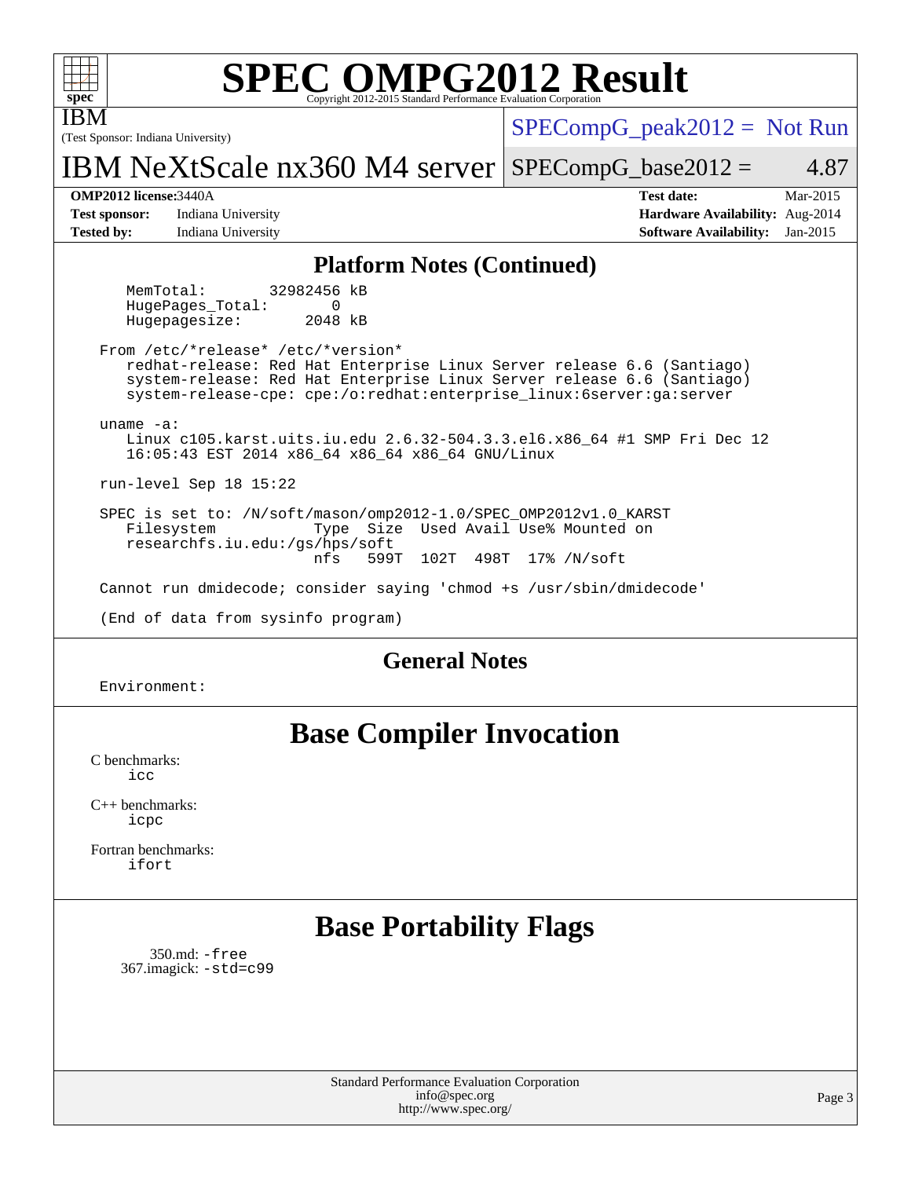IBM

(Test Sponsor: Indiana University)

# IBM NeXtScale nx360 M4 server

SPECompG_peak2012 = Not Run

SPECompG_base2012 = 4.87

**OMP2012 license:** 3440A
**Test sponsor:** Indiana University
**Tested by:** Indiana University

**Test date:** Mar-2015
**Hardware Availability:** Aug-2014
**Software Availability:** Jan-2015

## Platform Notes (Continued)

```
    MemTotal:       32982456 kB
    HugePages_Total:       0
    Hugepagesize:       2048 kB

 From /etc/*release* /etc/*version*
    redhat-release: Red Hat Enterprise Linux Server release 6.6 (Santiago)
    system-release: Red Hat Enterprise Linux Server release 6.6 (Santiago)
    system-release-cpe: cpe:/o:redhat:enterprise_linux:6server:ga:server

 uname -a:
    Linux c105.karst.uits.iu.edu 2.6.32-504.3.3.el6.x86_64 #1 SMP Fri Dec 12
    16:05:43 EST 2014 x86_64 x86_64 x86_64 GNU/Linux

 run-level Sep 18 15:22

 SPEC is set to: /N/soft/mason/omp2012-1.0/SPEC_OMP2012v1.0_KARST
    Filesystem           Type  Size  Used Avail Use% Mounted on
    researchfs.iu.edu:/gs/hps/soft
                         nfs   599T  102T  498T  17% /N/soft

 Cannot run dmidecode; consider saying 'chmod +s /usr/sbin/dmidecode'

 (End of data from sysinfo program)
```

## General Notes

Environment:

# Base Compiler Invocation

C benchmarks:
icc

C++ benchmarks:
icpc

Fortran benchmarks:
ifort

# Base Portability Flags

350.md: -free
367.imagick: -std=c99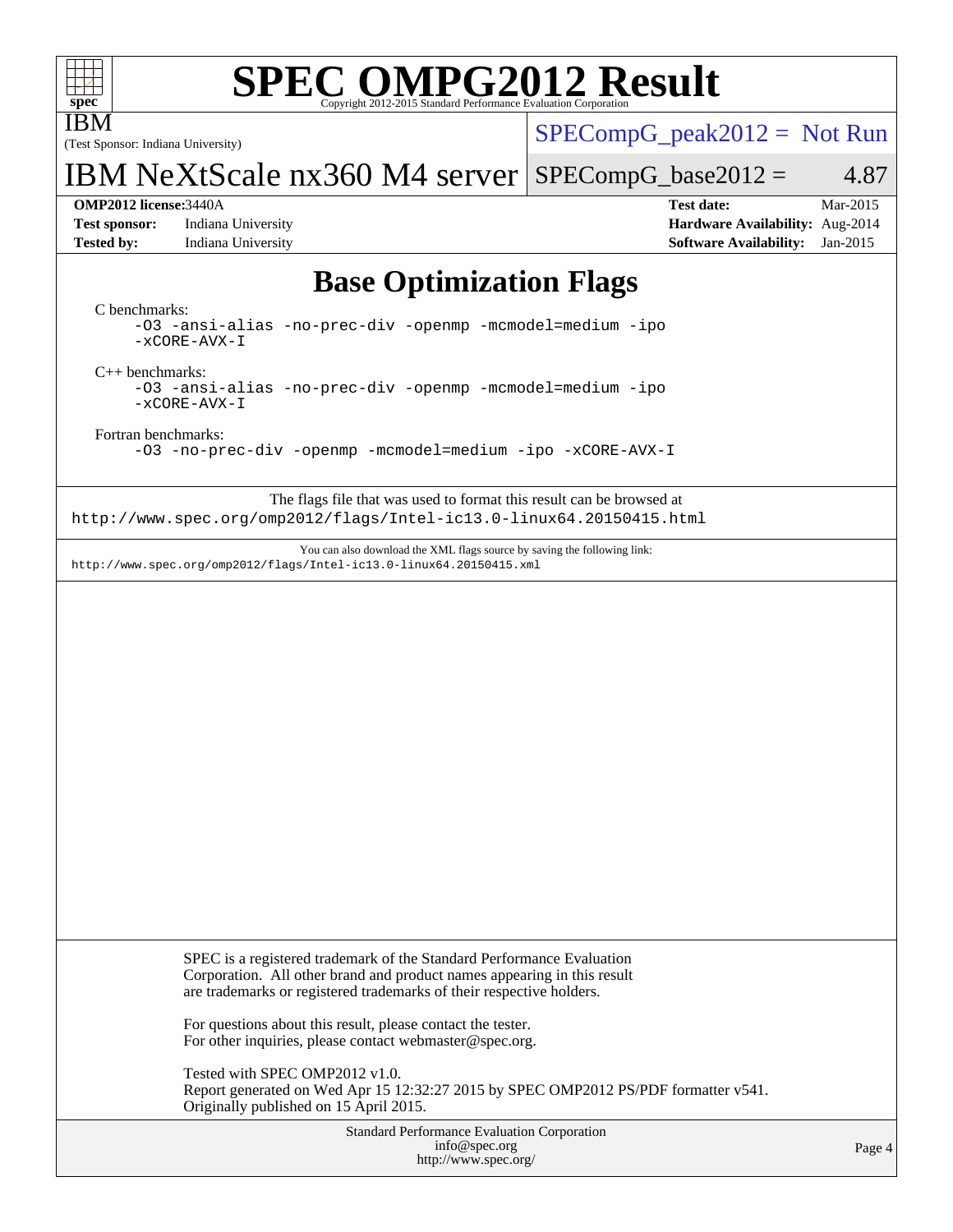# SPEC OMPG2012 Result

Copyright 2012-2015 Standard Performance Evaluation Corporation

IBM

(Test Sponsor: Indiana University)

IBM NeXtScale nx360 M4 server

SPECompG_peak2012 = Not Run

SPECompG_base2012 = 4.87

**OMP2012 license:** 3440A
**Test sponsor:** Indiana University
**Tested by:** Indiana University

**Test date:** Mar-2015
**Hardware Availability:** Aug-2014
**Software Availability:** Jan-2015

## Base Optimization Flags

C benchmarks:

```
-O3 -ansi-alias -no-prec-div -openmp -mcmodel=medium -ipo
-xCORE-AVX-I
```

C++ benchmarks:

```
-O3 -ansi-alias -no-prec-div -openmp -mcmodel=medium -ipo
-xCORE-AVX-I
```

Fortran benchmarks:

```
-O3 -no-prec-div -openmp -mcmodel=medium -ipo -xCORE-AVX-I
```

The flags file that was used to format this result can be browsed at
http://www.spec.org/omp2012/flags/Intel-ic13.0-linux64.20150415.html

You can also download the XML flags source by saving the following link:
http://www.spec.org/omp2012/flags/Intel-ic13.0-linux64.20150415.xml

SPEC is a registered trademark of the Standard Performance Evaluation Corporation. All other brand and product names appearing in this result are trademarks or registered trademarks of their respective holders.

For questions about this result, please contact the tester.
For other inquiries, please contact webmaster@spec.org.

Tested with SPEC OMP2012 v1.0.
Report generated on Wed Apr 15 12:32:27 2015 by SPEC OMP2012 PS/PDF formatter v541.
Originally published on 15 April 2015.